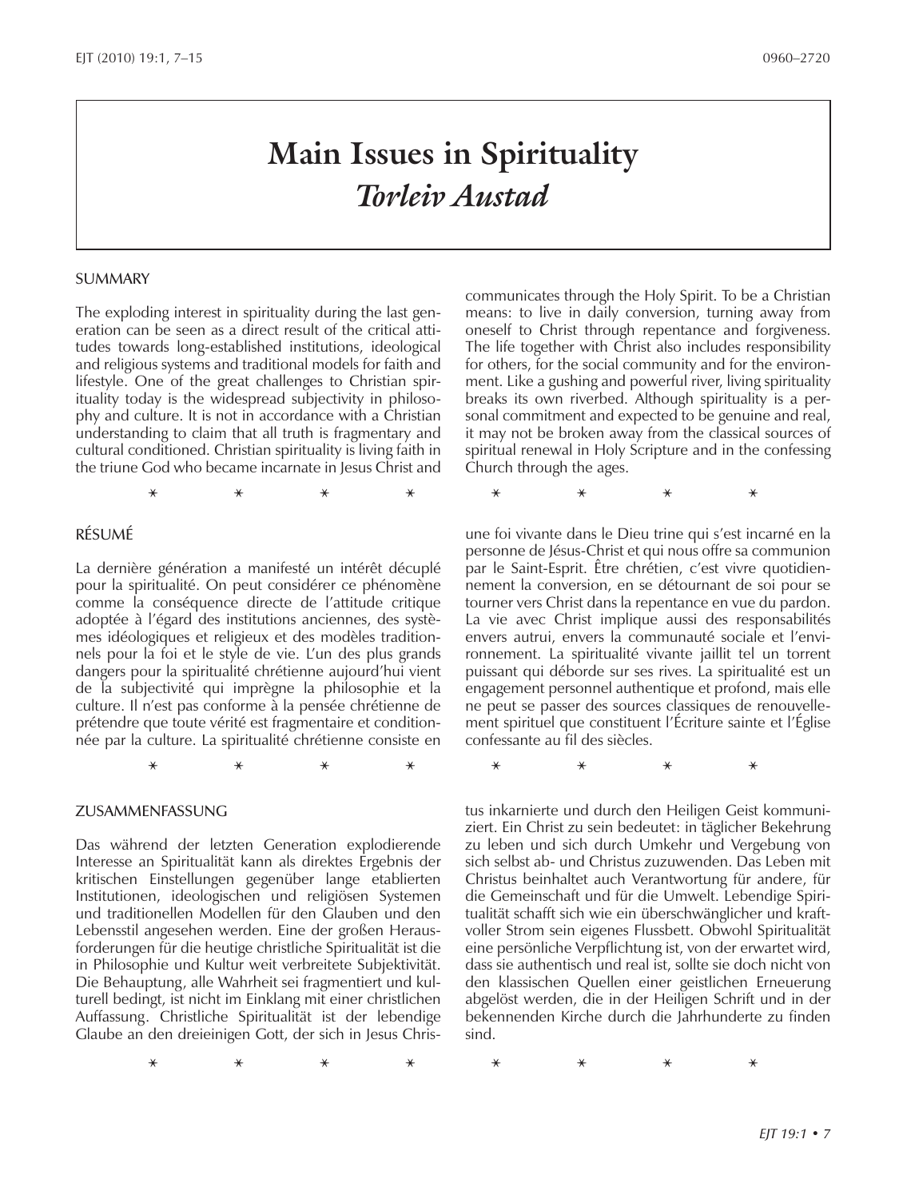# Main Issues in Spirituality

## *Torleiv Austad*

### SUMMARY

The exploding interest in spirituality during the last generation can be seen as a direct result of the critical attitudes towards long-established institutions, ideological and religious systems and traditional models for faith and lifestyle. One of the great challenges to Christian spirituality today is the widespread subjectivity in philosophy and culture. It is not in accordance with a Christian understanding to claim that all truth is fragmentary and cultural conditioned. Christian spirituality is living faith in the triune God who became incarnate in Jesus Christ and communicates through the Holy Spirit. To be a Christian means: to live in daily conversion, turning away from oneself to Christ through repentance and forgiveness. The life together with Christ also includes responsibility for others, for the social community and for the environment. Like a gushing and powerful river, living spirituality breaks its own riverbed. Although spirituality is a personal commitment and expected to be genuine and real, it may not be broken away from the classical sources of spiritual renewal in Holy Scripture and in the confessing Church through the ages.

\* \* \* \* \* \* \* \*

### RÉSUMÉ

La dernière génération a manifesté un intérêt décuplé pour la spiritualité. On peut considérer ce phénomène comme la conséquence directe de l'attitude critique adoptée à l'égard des institutions anciennes, des systèmes idéologiques et religieux et des modèles traditionnels pour la foi et le style de vie. L'un des plus grands dangers pour la spiritualité chrétienne aujourd'hui vient de la subjectivité qui imprègne la philosophie et la culture. Il n'est pas conforme à la pensée chrétienne de prétendre que toute vérité est fragmentaire et conditionnée par la culture. La spiritualité chrétienne consiste en une foi vivante dans le Dieu trine qui s'est incarné en la personne de Jésus-Christ et qui nous offre sa communion par le Saint-Esprit. Être chrétien, c'est vivre quotidiennement la conversion, en se détournant de soi pour se tourner vers Christ dans la repentance en vue du pardon. La vie avec Christ implique aussi des responsabilités envers autrui, envers la communauté sociale et l'environnement. La spiritualité vivante jaillit tel un torrent puissant qui déborde sur ses rives. La spiritualité est un engagement personnel authentique et profond, mais elle ne peut se passer des sources classiques de renouvellement spirituel que constituent l'Écriture sainte et l'Église confessante au fil des siècles.

\* \* \* \* \* \* \* \*

### ZUSAMMENFASSUNG

Das während der letzten Generation explodierende Interesse an Spiritualität kann als direktes Ergebnis der kritischen Einstellungen gegenüber lange etablierten Institutionen, ideologischen und religiösen Systemen und traditionellen Modellen für den Glauben und den Lebensstil angesehen werden. Eine der großen Herausforderungen für die heutige christliche Spiritualität ist die in Philosophie und Kultur weit verbreitete Subjektivität. Die Behauptung, alle Wahrheit sei fragmentiert und kulturell bedingt, ist nicht im Einklang mit einer christlichen Auffassung. Christliche Spiritualität ist der lebendige Glaube an den dreieinigen Gott, der sich in Jesus Christus inkarnierte und durch den Heiligen Geist kommuniziert. Ein Christ zu sein bedeutet: in täglicher Bekehrung zu leben und sich durch Umkehr und Vergebung von sich selbst ab- und Christus zuzuwenden. Das Leben mit Christus beinhaltet auch Verantwortung für andere, für die Gemeinschaft und für die Umwelt. Lebendige Spiritualität schafft sich wie ein überschwänglicher und kraftvoller Strom sein eigenes Flussbett. Obwohl Spiritualität eine persönliche Verpflichtung ist, von der erwartet wird, dass sie authentisch und real ist, sollte sie doch nicht von den klassischen Quellen einer geistlichen Erneuerung abgelöst werden, die in der Heiligen Schrift und in der bekennenden Kirche durch die Jahrhunderte zu finden sind.

\* \* \* \* \* \* \* \*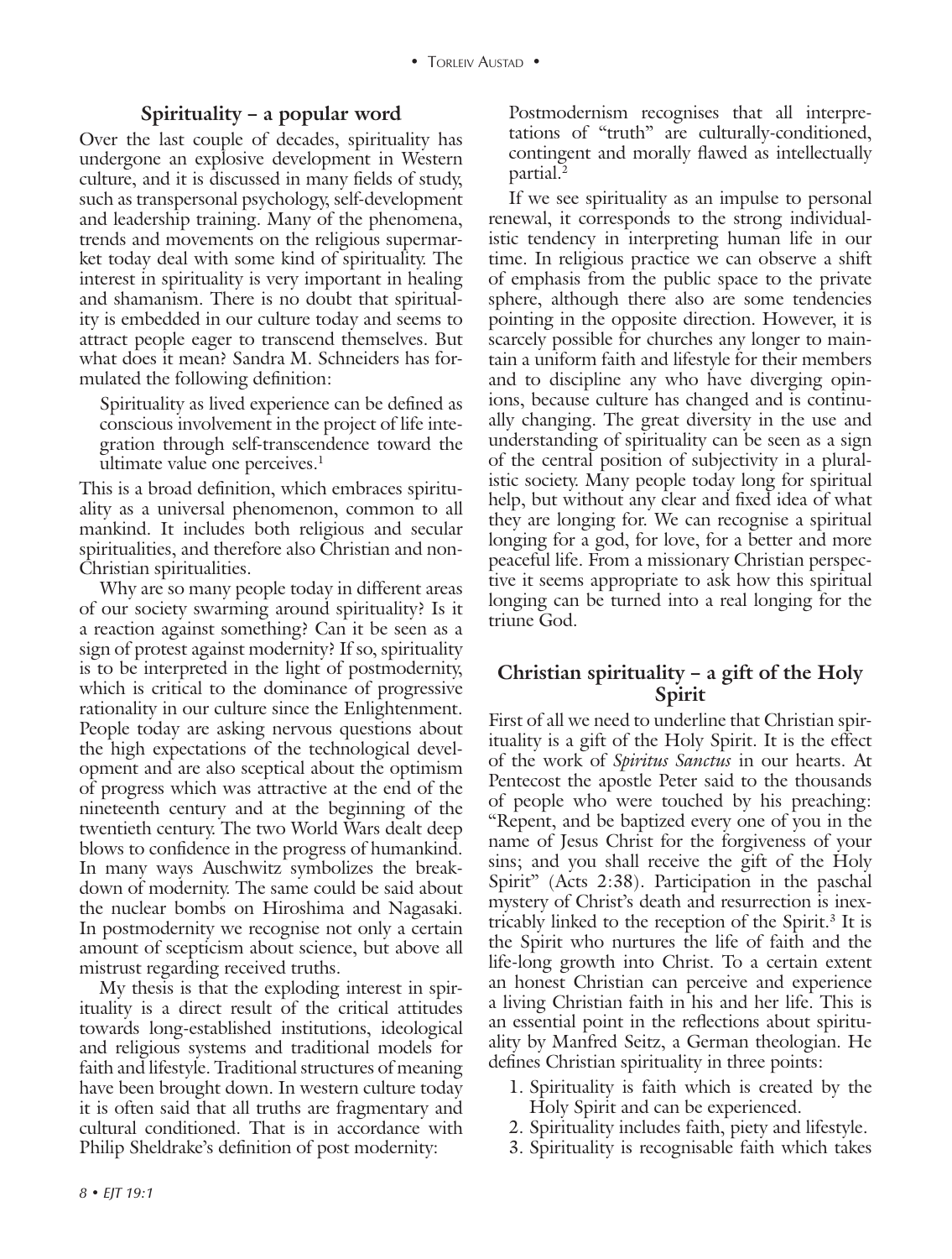## Spirituality – a popular word

Over the last couple of decades, spirituality has undergone an explosive development in Western culture, and it is discussed in many fields of study, such as transpersonal psychology, self-development and leadership training. Many of the phenomena, trends and movements on the religious supermarket today deal with some kind of spirituality. The interest in spirituality is very important in healing and shamanism. There is no doubt that spirituality is embedded in our culture today and seems to attract people eager to transcend themselves. But what does it mean? Sandra M. Schneiders has formulated the following definition:

> Spirituality as lived experience can be defined as conscious involvement in the project of life integration through self-transcendence toward the ultimate value one perceives.[1]

This is a broad definition, which embraces spirituality as a universal phenomenon, common to all mankind. It includes both religious and secular spiritualities, and therefore also Christian and non-Christian spiritualities.

Why are so many people today in different areas of our society swarming around spirituality? Is it a reaction against something? Can it be seen as a sign of protest against modernity? If so, spirituality is to be interpreted in the light of postmodernity, which is critical to the dominance of progressive rationality in our culture since the Enlightenment. People today are asking nervous questions about the high expectations of the technological development and are also sceptical about the optimism of progress which was attractive at the end of the nineteenth century and at the beginning of the twentieth century. The two World Wars dealt deep blows to confidence in the progress of humankind. In many ways Auschwitz symbolizes the breakdown of modernity. The same could be said about the nuclear bombs on Hiroshima and Nagasaki. In postmodernity we recognise not only a certain amount of scepticism about science, but above all mistrust regarding received truths.

My thesis is that the exploding interest in spirituality is a direct result of the critical attitudes towards long-established institutions, ideological and religious systems and traditional models for faith and lifestyle. Traditional structures of meaning have been brought down. In western culture today it is often said that all truths are fragmentary and cultural conditioned. That is in accordance with Philip Sheldrake's definition of post modernity:

> Postmodernism recognises that all interpretations of "truth" are culturally-conditioned, contingent and morally flawed as intellectually partial.[2]

If we see spirituality as an impulse to personal renewal, it corresponds to the strong individualistic tendency in interpreting human life in our time. In religious practice we can observe a shift of emphasis from the public space to the private sphere, although there also are some tendencies pointing in the opposite direction. However, it is scarcely possible for churches any longer to maintain a uniform faith and lifestyle for their members and to discipline any who have diverging opinions, because culture has changed and is continually changing. The great diversity in the use and understanding of spirituality can be seen as a sign of the central position of subjectivity in a pluralistic society. Many people today long for spiritual help, but without any clear and fixed idea of what they are longing for. We can recognise a spiritual longing for a god, for love, for a better and more peaceful life. From a missionary Christian perspective it seems appropriate to ask how this spiritual longing can be turned into a real longing for the triune God.

## Christian spirituality – a gift of the Holy Spirit

First of all we need to underline that Christian spirituality is a gift of the Holy Spirit. It is the effect of the work of *Spiritus Sanctus* in our hearts. At Pentecost the apostle Peter said to the thousands of people who were touched by his preaching: "Repent, and be baptized every one of you in the name of Jesus Christ for the forgiveness of your sins; and you shall receive the gift of the Holy Spirit" (Acts 2:38). Participation in the paschal mystery of Christ's death and resurrection is inextricably linked to the reception of the Spirit.[3] It is the Spirit who nurtures the life of faith and the life-long growth into Christ. To a certain extent an honest Christian can perceive and experience a living Christian faith in his and her life. This is an essential point in the reflections about spirituality by Manfred Seitz, a German theologian. He defines Christian spirituality in three points:

1. Spirituality is faith which is created by the Holy Spirit and can be experienced.
2. Spirituality includes faith, piety and lifestyle.
3. Spirituality is recognisable faith which takes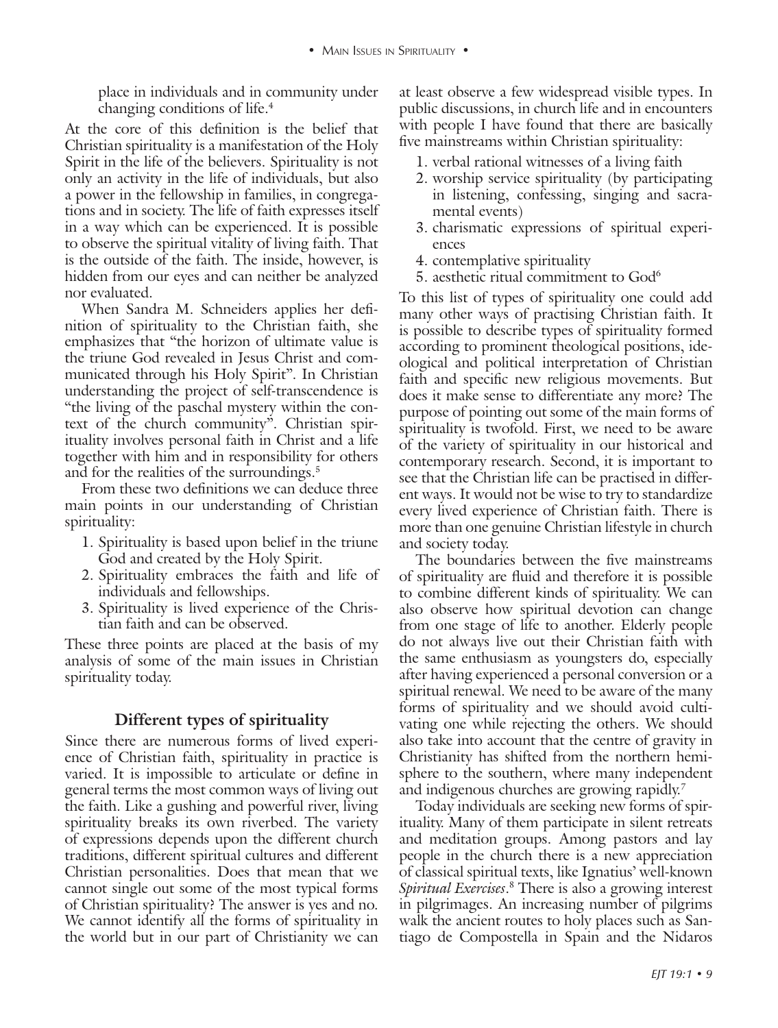place in individuals and in community under changing conditions of life.[4]

At the core of this definition is the belief that Christian spirituality is a manifestation of the Holy Spirit in the life of the believers. Spirituality is not only an activity in the life of individuals, but also a power in the fellowship in families, in congregations and in society. The life of faith expresses itself in a way which can be experienced. It is possible to observe the spiritual vitality of living faith. That is the outside of the faith. The inside, however, is hidden from our eyes and can neither be analyzed nor evaluated.

When Sandra M. Schneiders applies her definition of spirituality to the Christian faith, she emphasizes that "the horizon of ultimate value is the triune God revealed in Jesus Christ and communicated through his Holy Spirit". In Christian understanding the project of self-transcendence is "the living of the paschal mystery within the context of the church community". Christian spirituality involves personal faith in Christ and a life together with him and in responsibility for others and for the realities of the surroundings.[5]

From these two definitions we can deduce three main points in our understanding of Christian spirituality:

1. Spirituality is based upon belief in the triune God and created by the Holy Spirit.
2. Spirituality embraces the faith and life of individuals and fellowships.
3. Spirituality is lived experience of the Christian faith and can be observed.

These three points are placed at the basis of my analysis of some of the main issues in Christian spirituality today.

## Different types of spirituality

Since there are numerous forms of lived experience of Christian faith, spirituality in practice is varied. It is impossible to articulate or define in general terms the most common ways of living out the faith. Like a gushing and powerful river, living spirituality breaks its own riverbed. The variety of expressions depends upon the different church traditions, different spiritual cultures and different Christian personalities. Does that mean that we cannot single out some of the most typical forms of Christian spirituality? The answer is yes and no. We cannot identify all the forms of spirituality in the world but in our part of Christianity we can at least observe a few widespread visible types. In public discussions, in church life and in encounters with people I have found that there are basically five mainstreams within Christian spirituality:

1. verbal rational witnesses of a living faith
2. worship service spirituality (by participating in listening, confessing, singing and sacramental events)
3. charismatic expressions of spiritual experiences
4. contemplative spirituality
5. aesthetic ritual commitment to God[6]

To this list of types of spirituality one could add many other ways of practising Christian faith. It is possible to describe types of spirituality formed according to prominent theological positions, ideological and political interpretation of Christian faith and specific new religious movements. But does it make sense to differentiate any more? The purpose of pointing out some of the main forms of spirituality is twofold. First, we need to be aware of the variety of spirituality in our historical and contemporary research. Second, it is important to see that the Christian life can be practised in different ways. It would not be wise to try to standardize every lived experience of Christian faith. There is more than one genuine Christian lifestyle in church and society today.

The boundaries between the five mainstreams of spirituality are fluid and therefore it is possible to combine different kinds of spirituality. We can also observe how spiritual devotion can change from one stage of life to another. Elderly people do not always live out their Christian faith with the same enthusiasm as youngsters do, especially after having experienced a personal conversion or a spiritual renewal. We need to be aware of the many forms of spirituality and we should avoid cultivating one while rejecting the others. We should also take into account that the centre of gravity in Christianity has shifted from the northern hemisphere to the southern, where many independent and indigenous churches are growing rapidly.[7]

Today individuals are seeking new forms of spirituality. Many of them participate in silent retreats and meditation groups. Among pastors and lay people in the church there is a new appreciation of classical spiritual texts, like Ignatius' well-known *Spiritual Exercises*.[8] There is also a growing interest in pilgrimages. An increasing number of pilgrims walk the ancient routes to holy places such as Santiago de Compostella in Spain and the Nidaros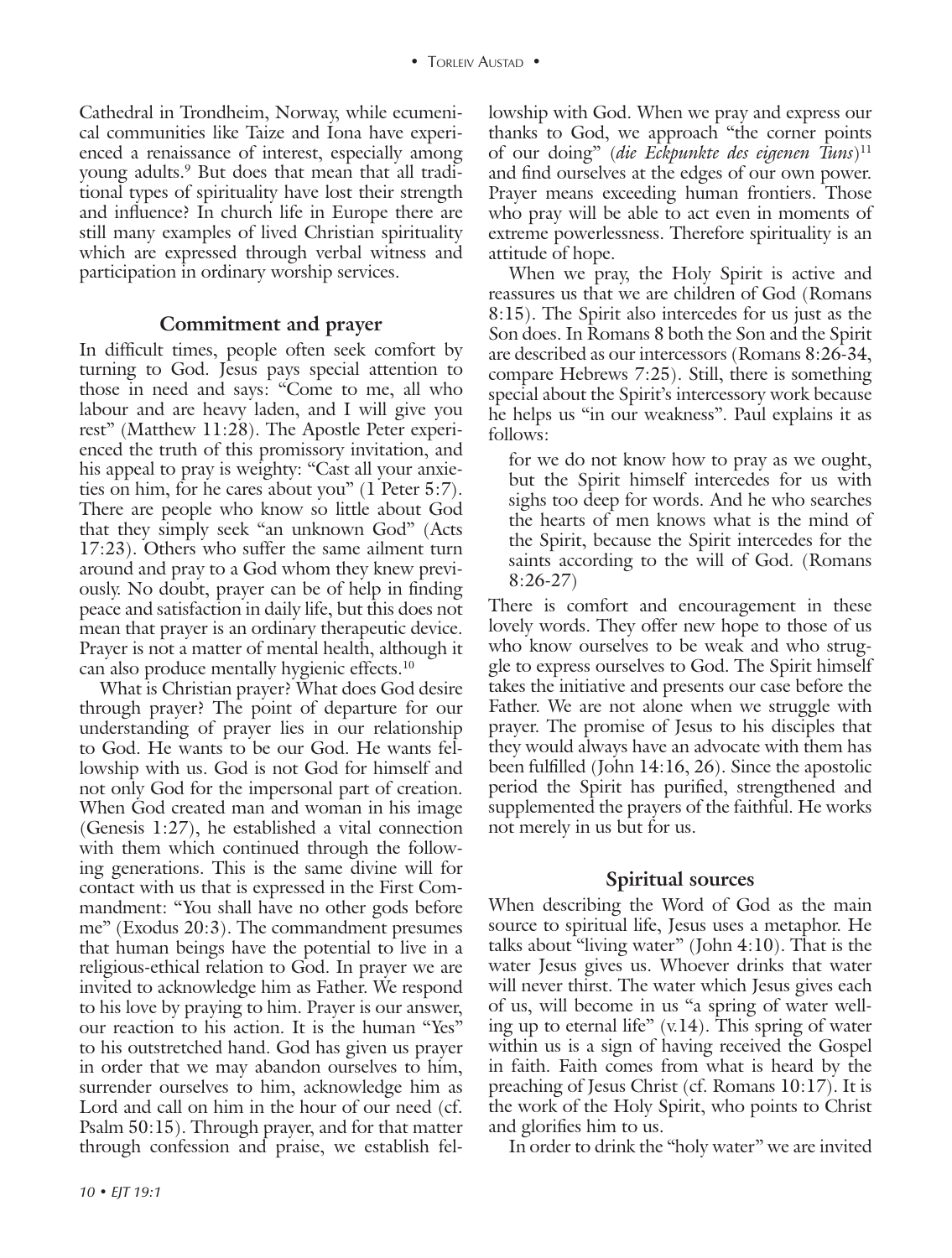Cathedral in Trondheim, Norway, while ecumenical communities like Taize and Iona have experienced a renaissance of interest, especially among young adults.[9] But does that mean that all traditional types of spirituality have lost their strength and influence? In church life in Europe there are still many examples of lived Christian spirituality which are expressed through verbal witness and participation in ordinary worship services.

## Commitment and prayer

In difficult times, people often seek comfort by turning to God. Jesus pays special attention to those in need and says: "Come to me, all who labour and are heavy laden, and I will give you rest" (Matthew 11:28). The Apostle Peter experienced the truth of this promissory invitation, and his appeal to pray is weighty: "Cast all your anxieties on him, for he cares about you" (1 Peter 5:7). There are people who know so little about God that they simply seek "an unknown God" (Acts 17:23). Others who suffer the same ailment turn around and pray to a God whom they knew previously. No doubt, prayer can be of help in finding peace and satisfaction in daily life, but this does not mean that prayer is an ordinary therapeutic device. Prayer is not a matter of mental health, although it can also produce mentally hygienic effects.[10]

What is Christian prayer? What does God desire through prayer? The point of departure for our understanding of prayer lies in our relationship to God. He wants to be our God. He wants fellowship with us. God is not God for himself and not only God for the impersonal part of creation. When God created man and woman in his image (Genesis 1:27), he established a vital connection with them which continued through the following generations. This is the same divine will for contact with us that is expressed in the First Commandment: "You shall have no other gods before me" (Exodus 20:3). The commandment presumes that human beings have the potential to live in a religious-ethical relation to God. In prayer we are invited to acknowledge him as Father. We respond to his love by praying to him. Prayer is our answer, our reaction to his action. It is the human "Yes" to his outstretched hand. God has given us prayer in order that we may abandon ourselves to him, surrender ourselves to him, acknowledge him as Lord and call on him in the hour of our need (cf. Psalm 50:15). Through prayer, and for that matter through confession and praise, we establish fellowship with God. When we pray and express our thanks to God, we approach "the corner points of our doing" (*die Eckpunkte des eigenen Tuns*)[11] and find ourselves at the edges of our own power. Prayer means exceeding human frontiers. Those who pray will be able to act even in moments of extreme powerlessness. Therefore spirituality is an attitude of hope.

When we pray, the Holy Spirit is active and reassures us that we are children of God (Romans 8:15). The Spirit also intercedes for us just as the Son does. In Romans 8 both the Son and the Spirit are described as our intercessors (Romans 8:26-34, compare Hebrews 7:25). Still, there is something special about the Spirit's intercessory work because he helps us "in our weakness". Paul explains it as follows:

> for we do not know how to pray as we ought, but the Spirit himself intercedes for us with sighs too deep for words. And he who searches the hearts of men knows what is the mind of the Spirit, because the Spirit intercedes for the saints according to the will of God. (Romans 8:26-27)

There is comfort and encouragement in these lovely words. They offer new hope to those of us who know ourselves to be weak and who struggle to express ourselves to God. The Spirit himself takes the initiative and presents our case before the Father. We are not alone when we struggle with prayer. The promise of Jesus to his disciples that they would always have an advocate with them has been fulfilled (John 14:16, 26). Since the apostolic period the Spirit has purified, strengthened and supplemented the prayers of the faithful. He works not merely in us but for us.

## Spiritual sources

When describing the Word of God as the main source to spiritual life, Jesus uses a metaphor. He talks about "living water" (John 4:10). That is the water Jesus gives us. Whoever drinks that water will never thirst. The water which Jesus gives each of us, will become in us "a spring of water welling up to eternal life" (v.14). This spring of water within us is a sign of having received the Gospel in faith. Faith comes from what is heard by the preaching of Jesus Christ (cf. Romans 10:17). It is the work of the Holy Spirit, who points to Christ and glorifies him to us.

In order to drink the "holy water" we are invited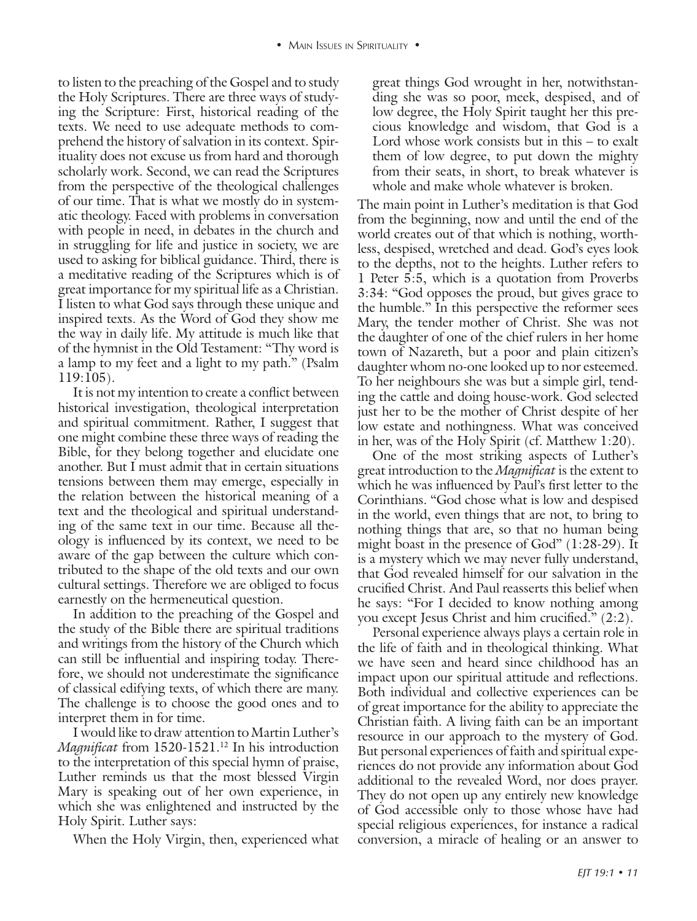to listen to the preaching of the Gospel and to study the Holy Scriptures. There are three ways of studying the Scripture: First, historical reading of the texts. We need to use adequate methods to comprehend the history of salvation in its context. Spirituality does not excuse us from hard and thorough scholarly work. Second, we can read the Scriptures from the perspective of the theological challenges of our time. That is what we mostly do in systematic theology. Faced with problems in conversation with people in need, in debates in the church and in struggling for life and justice in society, we are used to asking for biblical guidance. Third, there is a meditative reading of the Scriptures which is of great importance for my spiritual life as a Christian. I listen to what God says through these unique and inspired texts. As the Word of God they show me the way in daily life. My attitude is much like that of the hymnist in the Old Testament: "Thy word is a lamp to my feet and a light to my path." (Psalm 119:105).

It is not my intention to create a conflict between historical investigation, theological interpretation and spiritual commitment. Rather, I suggest that one might combine these three ways of reading the Bible, for they belong together and elucidate one another. But I must admit that in certain situations tensions between them may emerge, especially in the relation between the historical meaning of a text and the theological and spiritual understanding of the same text in our time. Because all theology is influenced by its context, we need to be aware of the gap between the culture which contributed to the shape of the old texts and our own cultural settings. Therefore we are obliged to focus earnestly on the hermeneutical question.

In addition to the preaching of the Gospel and the study of the Bible there are spiritual traditions and writings from the history of the Church which can still be influential and inspiring today. Therefore, we should not underestimate the significance of classical edifying texts, of which there are many. The challenge is to choose the good ones and to interpret them in for time.

I would like to draw attention to Martin Luther's *Magnificat* from 1520-1521.[12] In his introduction to the interpretation of this special hymn of praise, Luther reminds us that the most blessed Virgin Mary is speaking out of her own experience, in which she was enlightened and instructed by the Holy Spirit. Luther says:

> When the Holy Virgin, then, experienced what great things God wrought in her, notwithstanding she was so poor, meek, despised, and of low degree, the Holy Spirit taught her this precious knowledge and wisdom, that God is a Lord whose work consists but in this – to exalt them of low degree, to put down the mighty from their seats, in short, to break whatever is whole and make whole whatever is broken.

The main point in Luther's meditation is that God from the beginning, now and until the end of the world creates out of that which is nothing, worthless, despised, wretched and dead. God's eyes look to the depths, not to the heights. Luther refers to 1 Peter 5:5, which is a quotation from Proverbs 3:34: "God opposes the proud, but gives grace to the humble." In this perspective the reformer sees Mary, the tender mother of Christ. She was not the daughter of one of the chief rulers in her home town of Nazareth, but a poor and plain citizen's daughter whom no-one looked up to nor esteemed. To her neighbours she was but a simple girl, tending the cattle and doing house-work. God selected just her to be the mother of Christ despite of her low estate and nothingness. What was conceived in her, was of the Holy Spirit (cf. Matthew 1:20).

One of the most striking aspects of Luther's great introduction to the *Magnificat* is the extent to which he was influenced by Paul's first letter to the Corinthians. "God chose what is low and despised in the world, even things that are not, to bring to nothing things that are, so that no human being might boast in the presence of God" (1:28-29). It is a mystery which we may never fully understand, that God revealed himself for our salvation in the crucified Christ. And Paul reasserts this belief when he says: "For I decided to know nothing among you except Jesus Christ and him crucified." (2:2).

Personal experience always plays a certain role in the life of faith and in theological thinking. What we have seen and heard since childhood has an impact upon our spiritual attitude and reflections. Both individual and collective experiences can be of great importance for the ability to appreciate the Christian faith. A living faith can be an important resource in our approach to the mystery of God. But personal experiences of faith and spiritual experiences do not provide any information about God additional to the revealed Word, nor does prayer. They do not open up any entirely new knowledge of God accessible only to those whose have had special religious experiences, for instance a radical conversion, a miracle of healing or an answer to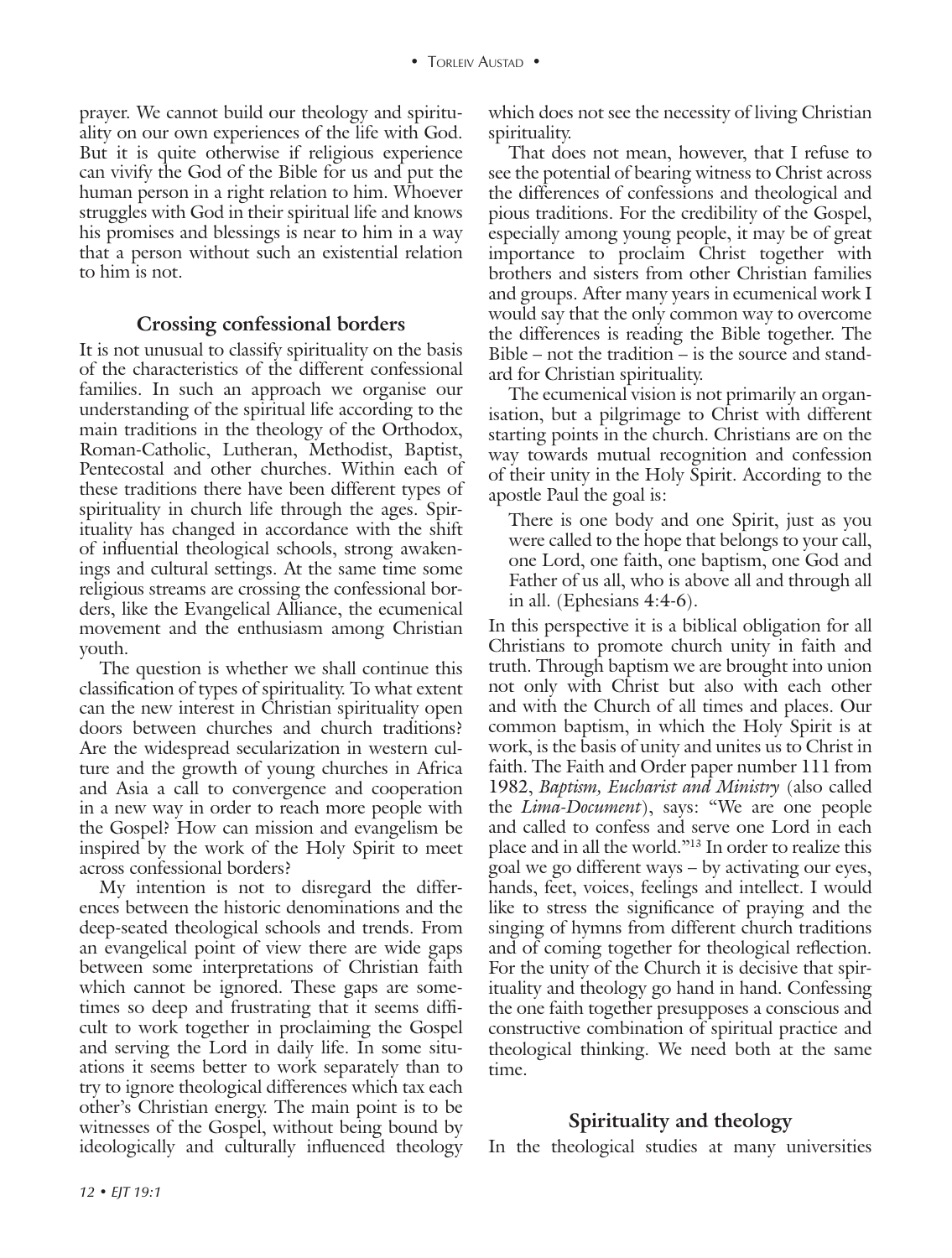prayer. We cannot build our theology and spirituality on our own experiences of the life with God. But it is quite otherwise if religious experience can vivify the God of the Bible for us and put the human person in a right relation to him. Whoever struggles with God in their spiritual life and knows his promises and blessings is near to him in a way that a person without such an existential relation to him is not.

## Crossing confessional borders

It is not unusual to classify spirituality on the basis of the characteristics of the different confessional families. In such an approach we organise our understanding of the spiritual life according to the main traditions in the theology of the Orthodox, Roman-Catholic, Lutheran, Methodist, Baptist, Pentecostal and other churches. Within each of these traditions there have been different types of spirituality in church life through the ages. Spirituality has changed in accordance with the shift of influential theological schools, strong awakenings and cultural settings. At the same time some religious streams are crossing the confessional borders, like the Evangelical Alliance, the ecumenical movement and the enthusiasm among Christian youth.

The question is whether we shall continue this classification of types of spirituality. To what extent can the new interest in Christian spirituality open doors between churches and church traditions? Are the widespread secularization in western culture and the growth of young churches in Africa and Asia a call to convergence and cooperation in a new way in order to reach more people with the Gospel? How can mission and evangelism be inspired by the work of the Holy Spirit to meet across confessional borders?

My intention is not to disregard the differences between the historic denominations and the deep-seated theological schools and trends. From an evangelical point of view there are wide gaps between some interpretations of Christian faith which cannot be ignored. These gaps are sometimes so deep and frustrating that it seems difficult to work together in proclaiming the Gospel and serving the Lord in daily life. In some situations it seems better to work separately than to try to ignore theological differences which tax each other's Christian energy. The main point is to be witnesses of the Gospel, without being bound by ideologically and culturally influenced theology which does not see the necessity of living Christian spirituality.

That does not mean, however, that I refuse to see the potential of bearing witness to Christ across the differences of confessions and theological and pious traditions. For the credibility of the Gospel, especially among young people, it may be of great importance to proclaim Christ together with brothers and sisters from other Christian families and groups. After many years in ecumenical work I would say that the only common way to overcome the differences is reading the Bible together. The Bible – not the tradition – is the source and standard for Christian spirituality.

The ecumenical vision is not primarily an organisation, but a pilgrimage to Christ with different starting points in the church. Christians are on the way towards mutual recognition and confession of their unity in the Holy Spirit. According to the apostle Paul the goal is:

> There is one body and one Spirit, just as you were called to the hope that belongs to your call, one Lord, one faith, one baptism, one God and Father of us all, who is above all and through all in all. (Ephesians 4:4-6).

In this perspective it is a biblical obligation for all Christians to promote church unity in faith and truth. Through baptism we are brought into union not only with Christ but also with each other and with the Church of all times and places. Our common baptism, in which the Holy Spirit is at work, is the basis of unity and unites us to Christ in faith. The Faith and Order paper number 111 from 1982, *Baptism, Eucharist and Ministry* (also called the *Lima-Document*), says: "We are one people and called to confess and serve one Lord in each place and in all the world."[13] In order to realize this goal we go different ways – by activating our eyes, hands, feet, voices, feelings and intellect. I would like to stress the significance of praying and the singing of hymns from different church traditions and of coming together for theological reflection. For the unity of the Church it is decisive that spirituality and theology go hand in hand. Confessing the one faith together presupposes a conscious and constructive combination of spiritual practice and theological thinking. We need both at the same time.

## Spirituality and theology

In the theological studies at many universities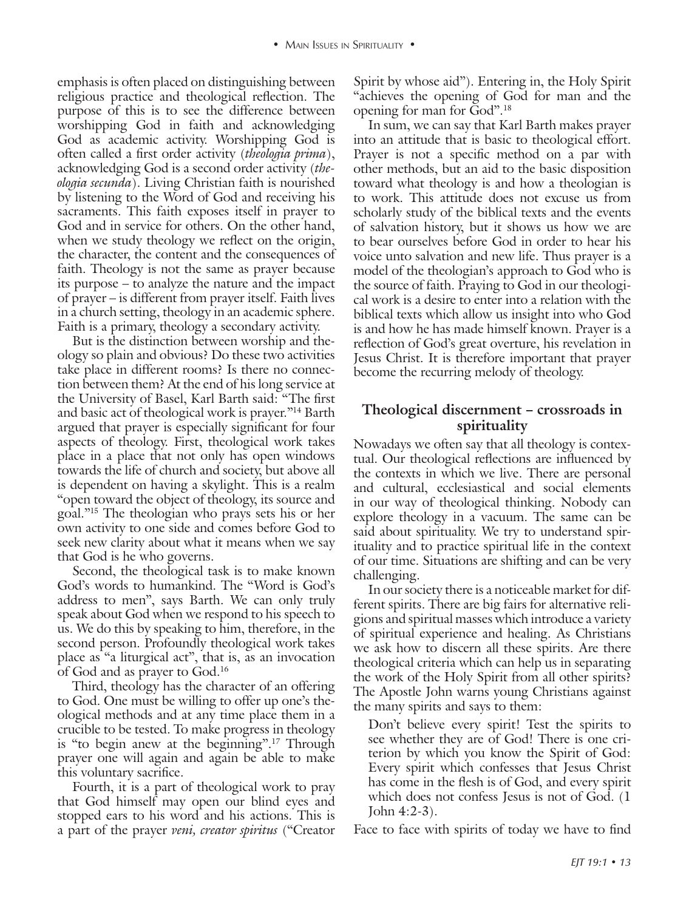emphasis is often placed on distinguishing between religious practice and theological reflection. The purpose of this is to see the difference between worshipping God in faith and acknowledging God as academic activity. Worshipping God is often called a first order activity (*theologia prima*), acknowledging God is a second order activity (*theologia secunda*). Living Christian faith is nourished by listening to the Word of God and receiving his sacraments. This faith exposes itself in prayer to God and in service for others. On the other hand, when we study theology we reflect on the origin, the character, the content and the consequences of faith. Theology is not the same as prayer because its purpose – to analyze the nature and the impact of prayer – is different from prayer itself. Faith lives in a church setting, theology in an academic sphere. Faith is a primary, theology a secondary activity.

But is the distinction between worship and theology so plain and obvious? Do these two activities take place in different rooms? Is there no connection between them? At the end of his long service at the University of Basel, Karl Barth said: "The first and basic act of theological work is prayer."[14] Barth argued that prayer is especially significant for four aspects of theology. First, theological work takes place in a place that not only has open windows towards the life of church and society, but above all is dependent on having a skylight. This is a realm "open toward the object of theology, its source and goal."[15] The theologian who prays sets his or her own activity to one side and comes before God to seek new clarity about what it means when we say that God is he who governs.

Second, the theological task is to make known God's words to humankind. The "Word is God's address to men", says Barth. We can only truly speak about God when we respond to his speech to us. We do this by speaking to him, therefore, in the second person. Profoundly theological work takes place as "a liturgical act", that is, as an invocation of God and as prayer to God.[16]

Third, theology has the character of an offering to God. One must be willing to offer up one's theological methods and at any time place them in a crucible to be tested. To make progress in theology is "to begin anew at the beginning".[17] Through prayer one will again and again be able to make this voluntary sacrifice.

Fourth, it is a part of theological work to pray that God himself may open our blind eyes and stopped ears to his word and his actions. This is a part of the prayer *veni, creator spiritus* ("Creator Spirit by whose aid"). Entering in, the Holy Spirit "achieves the opening of God for man and the opening for man for God".[18]

In sum, we can say that Karl Barth makes prayer into an attitude that is basic to theological effort. Prayer is not a specific method on a par with other methods, but an aid to the basic disposition toward what theology is and how a theologian is to work. This attitude does not excuse us from scholarly study of the biblical texts and the events of salvation history, but it shows us how we are to bear ourselves before God in order to hear his voice unto salvation and new life. Thus prayer is a model of the theologian's approach to God who is the source of faith. Praying to God in our theological work is a desire to enter into a relation with the biblical texts which allow us insight into who God is and how he has made himself known. Prayer is a reflection of God's great overture, his revelation in Jesus Christ. It is therefore important that prayer become the recurring melody of theology.

## Theological discernment – crossroads in spirituality

Nowadays we often say that all theology is contextual. Our theological reflections are influenced by the contexts in which we live. There are personal and cultural, ecclesiastical and social elements in our way of theological thinking. Nobody can explore theology in a vacuum. The same can be said about spirituality. We try to understand spirituality and to practice spiritual life in the context of our time. Situations are shifting and can be very challenging.

In our society there is a noticeable market for different spirits. There are big fairs for alternative religions and spiritual masses which introduce a variety of spiritual experience and healing. As Christians we ask how to discern all these spirits. Are there theological criteria which can help us in separating the work of the Holy Spirit from all other spirits? The Apostle John warns young Christians against the many spirits and says to them:

> Don't believe every spirit! Test the spirits to see whether they are of God! There is one criterion by which you know the Spirit of God: Every spirit which confesses that Jesus Christ has come in the flesh is of God, and every spirit which does not confess Jesus is not of God. (1 John 4:2-3).

Face to face with spirits of today we have to find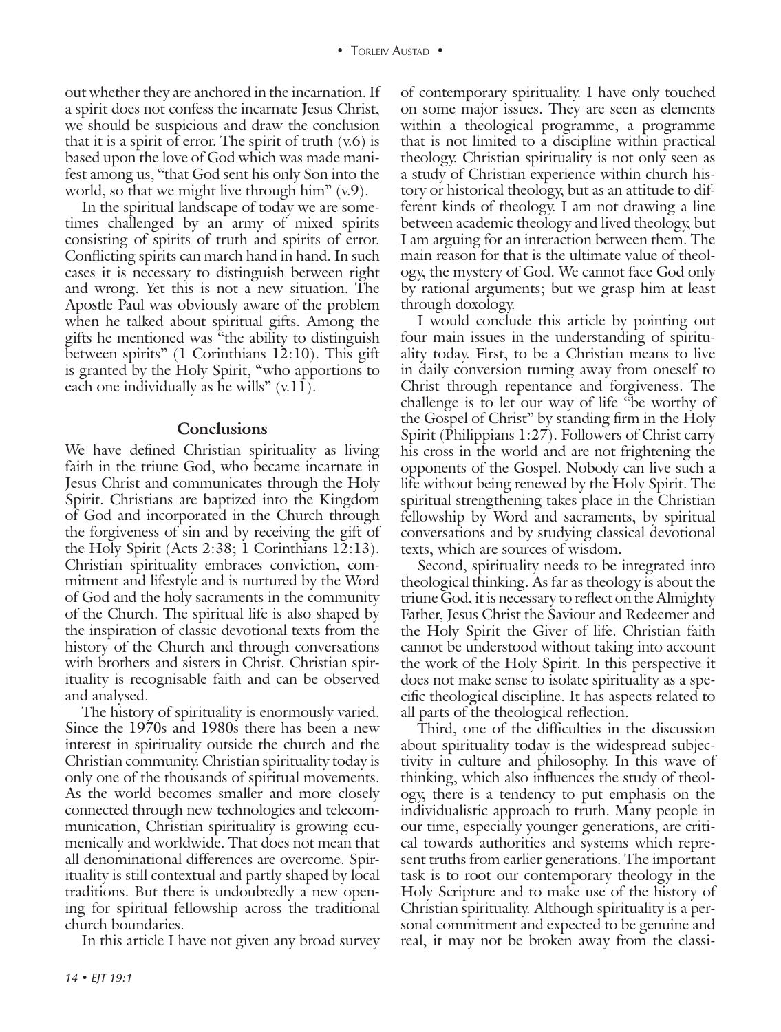out whether they are anchored in the incarnation. If a spirit does not confess the incarnate Jesus Christ, we should be suspicious and draw the conclusion that it is a spirit of error. The spirit of truth (v.6) is based upon the love of God which was made manifest among us, "that God sent his only Son into the world, so that we might live through him" (v.9).

In the spiritual landscape of today we are sometimes challenged by an army of mixed spirits consisting of spirits of truth and spirits of error. Conflicting spirits can march hand in hand. In such cases it is necessary to distinguish between right and wrong. Yet this is not a new situation. The Apostle Paul was obviously aware of the problem when he talked about spiritual gifts. Among the gifts he mentioned was "the ability to distinguish between spirits" (1 Corinthians 12:10). This gift is granted by the Holy Spirit, "who apportions to each one individually as he wills" (v.11).

## Conclusions

We have defined Christian spirituality as living faith in the triune God, who became incarnate in Jesus Christ and communicates through the Holy Spirit. Christians are baptized into the Kingdom of God and incorporated in the Church through the forgiveness of sin and by receiving the gift of the Holy Spirit (Acts 2:38; 1 Corinthians 12:13). Christian spirituality embraces conviction, commitment and lifestyle and is nurtured by the Word of God and the holy sacraments in the community of the Church. The spiritual life is also shaped by the inspiration of classic devotional texts from the history of the Church and through conversations with brothers and sisters in Christ. Christian spirituality is recognisable faith and can be observed and analysed.

The history of spirituality is enormously varied. Since the 1970s and 1980s there has been a new interest in spirituality outside the church and the Christian community. Christian spirituality today is only one of the thousands of spiritual movements. As the world becomes smaller and more closely connected through new technologies and telecommunication, Christian spirituality is growing ecumenically and worldwide. That does not mean that all denominational differences are overcome. Spirituality is still contextual and partly shaped by local traditions. But there is undoubtedly a new opening for spiritual fellowship across the traditional church boundaries.

In this article I have not given any broad survey of contemporary spirituality. I have only touched on some major issues. They are seen as elements within a theological programme, a programme that is not limited to a discipline within practical theology. Christian spirituality is not only seen as a study of Christian experience within church history or historical theology, but as an attitude to different kinds of theology. I am not drawing a line between academic theology and lived theology, but I am arguing for an interaction between them. The main reason for that is the ultimate value of theology, the mystery of God. We cannot face God only by rational arguments; but we grasp him at least through doxology.

I would conclude this article by pointing out four main issues in the understanding of spirituality today. First, to be a Christian means to live in daily conversion turning away from oneself to Christ through repentance and forgiveness. The challenge is to let our way of life "be worthy of the Gospel of Christ" by standing firm in the Holy Spirit (Philippians 1:27). Followers of Christ carry his cross in the world and are not frightening the opponents of the Gospel. Nobody can live such a life without being renewed by the Holy Spirit. The spiritual strengthening takes place in the Christian fellowship by Word and sacraments, by spiritual conversations and by studying classical devotional texts, which are sources of wisdom.

Second, spirituality needs to be integrated into theological thinking. As far as theology is about the triune God, it is necessary to reflect on the Almighty Father, Jesus Christ the Saviour and Redeemer and the Holy Spirit the Giver of life. Christian faith cannot be understood without taking into account the work of the Holy Spirit. In this perspective it does not make sense to isolate spirituality as a specific theological discipline. It has aspects related to all parts of the theological reflection.

Third, one of the difficulties in the discussion about spirituality today is the widespread subjectivity in culture and philosophy. In this wave of thinking, which also influences the study of theology, there is a tendency to put emphasis on the individualistic approach to truth. Many people in our time, especially younger generations, are critical towards authorities and systems which represent truths from earlier generations. The important task is to root our contemporary theology in the Holy Scripture and to make use of the history of Christian spirituality. Although spirituality is a personal commitment and expected to be genuine and real, it may not be broken away from the classi-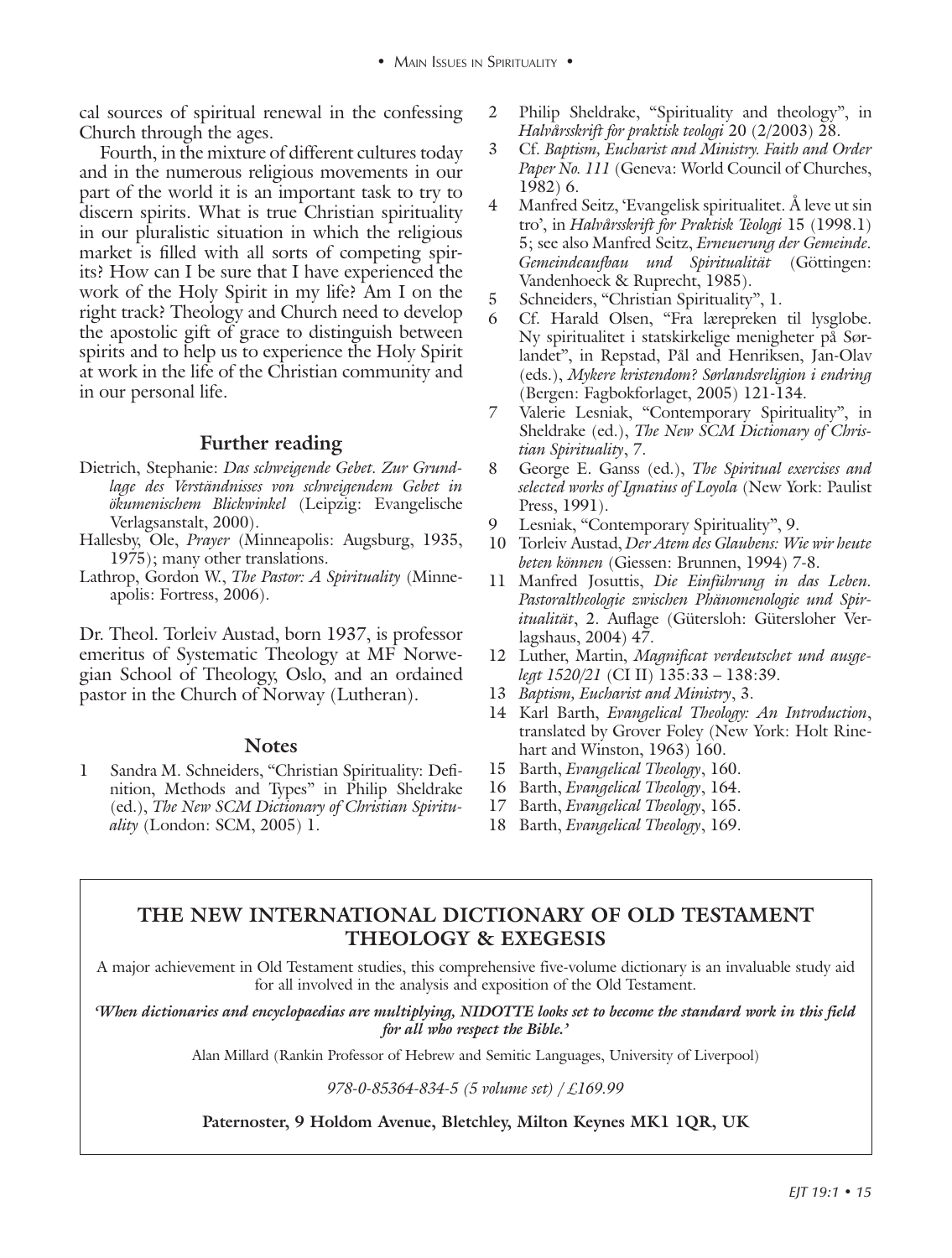cal sources of spiritual renewal in the confessing Church through the ages.

Fourth, in the mixture of different cultures today and in the numerous religious movements in our part of the world it is an important task to try to discern spirits. What is true Christian spirituality in our pluralistic situation in which the religious market is filled with all sorts of competing spirits? How can I be sure that I have experienced the work of the Holy Spirit in my life? Am I on the right track? Theology and Church need to develop the apostolic gift of grace to distinguish between spirits and to help us to experience the Holy Spirit at work in the life of the Christian community and in our personal life.

## Further reading

Dietrich, Stephanie: *Das schweigende Gebet. Zur Grundlage des Verständnisses von schweigendem Gebet in ökumenischem Blickwinkel* (Leipzig: Evangelische Verlagsanstalt, 2000).

Hallesby, Ole, *Prayer* (Minneapolis: Augsburg, 1935, 1975); many other translations.

Lathrop, Gordon W., *The Pastor: A Spirituality* (Minneapolis: Fortress, 2006).

Dr. Theol. Torleiv Austad, born 1937, is professor emeritus of Systematic Theology at MF Norwegian School of Theology, Oslo, and an ordained pastor in the Church of Norway (Lutheran).

## Notes

1 Sandra M. Schneiders, "Christian Spirituality: Definition, Methods and Types" in Philip Sheldrake (ed.), *The New SCM Dictionary of Christian Spirituality* (London: SCM, 2005) 1.

2 Philip Sheldrake, "Spirituality and theology", in *Halvårsskrift for praktisk teologi* 20 (2/2003) 28.

3 Cf. *Baptism, Eucharist and Ministry. Faith and Order Paper No. 111* (Geneva: World Council of Churches, 1982) 6.

4 Manfred Seitz, 'Evangelisk spiritualitet. Å leve ut sin tro', in *Halvårsskrift for Praktisk Teologi* 15 (1998.1) 5; see also Manfred Seitz, *Erneuerung der Gemeinde. Gemeindeaufbau und Spiritualität* (Göttingen: Vandenhoeck & Ruprecht, 1985).

5 Schneiders, "Christian Spirituality", 1.

6 Cf. Harald Olsen, "Fra lærepreken til lysglobe. Ny spiritualitet i statskirkelige menigheter på Sørlandet", in Repstad, Pål and Henriksen, Jan-Olav (eds.), *Mykere kristendom? Sørlandsreligion i endring* (Bergen: Fagbokforlaget, 2005) 121-134.

7 Valerie Lesniak, "Contemporary Spirituality", in Sheldrake (ed.), *The New SCM Dictionary of Christian Spirituality*, 7.

8 George E. Ganss (ed.), *The Spiritual exercises and selected works of Ignatius of Loyola* (New York: Paulist Press, 1991).

9 Lesniak, "Contemporary Spirituality", 9.

10 Torleiv Austad, *Der Atem des Glaubens: Wie wir heute beten können* (Giessen: Brunnen, 1994) 7-8.

11 Manfred Josuttis, *Die Einführung in das Leben. Pastoraltheologie zwischen Phänomenologie und Spiritualität*, 2. Auflage (Gütersloh: Gütersloher Verlagshaus, 2004) 47.

12 Luther, Martin, *Magnificat verdeutschet und ausgelegt 1520/21* (CI II) 135:33 – 138:39.

13 *Baptism, Eucharist and Ministry*, 3.

14 Karl Barth, *Evangelical Theology: An Introduction*, translated by Grover Foley (New York: Holt Rinehart and Winston, 1963) 160.

15 Barth, *Evangelical Theology*, 160.

16 Barth, *Evangelical Theology*, 164.

17 Barth, *Evangelical Theology*, 165.

18 Barth, *Evangelical Theology*, 169.

## THE NEW INTERNATIONAL DICTIONARY OF OLD TESTAMENT THEOLOGY & EXEGESIS

A major achievement in Old Testament studies, this comprehensive five-volume dictionary is an invaluable study aid for all involved in the analysis and exposition of the Old Testament.

***'When dictionaries and encyclopaedias are multiplying, NIDOTTE looks set to become the standard work in this field for all who respect the Bible.'***

Alan Millard (Rankin Professor of Hebrew and Semitic Languages, University of Liverpool)

*978-0-85364-834-5 (5 volume set) / £169.99*

**Paternoster, 9 Holdom Avenue, Bletchley, Milton Keynes MK1 1QR, UK**